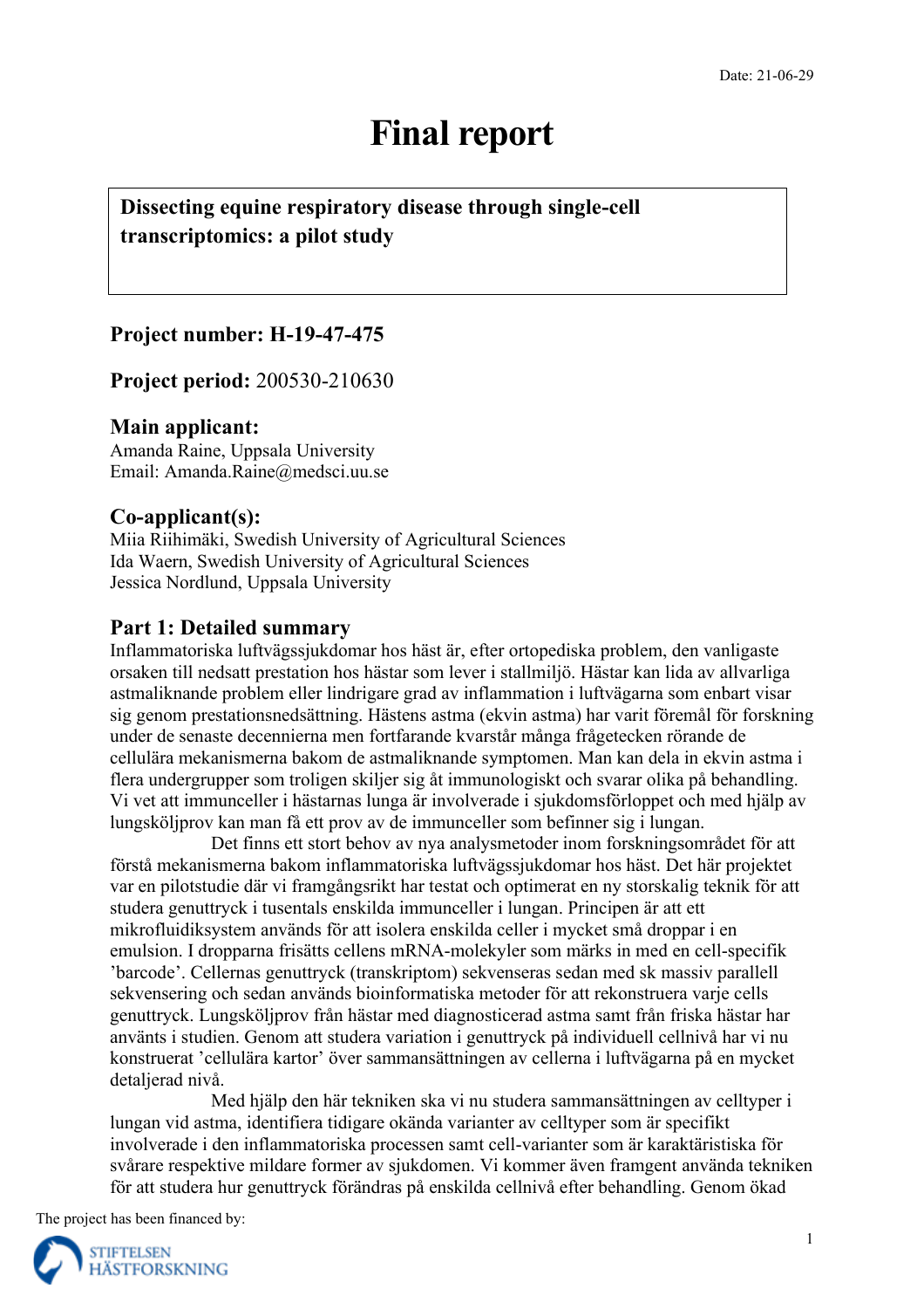Date: 21-06-29

# Final report

**Dissecting equine respiratory disease through single-cell transcriptomics: a pilot study**

## Project number: H-19-47-475

## Project period: 200530-210630

## Main applicant:

Amanda Raine, Uppsala University
Email: Amanda.Raine@medsci.uu.se

## Co-applicant(s):

Miia Riihimäki, Swedish University of Agricultural Sciences
Ida Waern, Swedish University of Agricultural Sciences
Jessica Nordlund, Uppsala University

## Part 1: Detailed summary

Inflammatoriska luftvägssjukdomar hos häst är, efter ortopediska problem, den vanligaste orsaken till nedsatt prestation hos hästar som lever i stallmiljö. Hästar kan lida av allvarliga astmaliknande problem eller lindrigare grad av inflammation i luftvägarna som enbart visar sig genom prestationsnedsättning. Hästens astma (ekvin astma) har varit föremål för forskning under de senaste decennierna men fortfarande kvarstår många frågetecken rörande de cellulära mekanismerna bakom de astmaliknande symptomen. Man kan dela in ekvin astma i flera undergrupper som troligen skiljer sig åt immunologiskt och svarar olika på behandling. Vi vet att immunceller i hästarnas lunga är involverade i sjukdomsförloppet och med hjälp av lungsköljprov kan man få ett prov av de immunceller som befinner sig i lungan.

Det finns ett stort behov av nya analysmetoder inom forskningsområdet för att förstå mekanismerna bakom inflammatoriska luftvägssjukdomar hos häst. Det här projektet var en pilotstudie där vi framgångsrikt har testat och optimerat en ny storskalig teknik för att studera genuttryck i tusentals enskilda immunceller i lungan. Principen är att ett mikrofluidiksystem används för att isolera enskilda celler i mycket små droppar i en emulsion. I dropparna frisätts cellens mRNA-molekyler som märks in med en cell-specifik 'barcode'. Cellernas genuttryck (transkriptom) sekvenseras sedan med sk massiv parallell sekvensering och sedan används bioinformatiska metoder för att rekonstruera varje cells genuttryck. Lungsköljprov från hästar med diagnosticerad astma samt från friska hästar har använts i studien. Genom att studera variation i genuttryck på individuell cellnivå har vi nu konstruerat 'cellulära kartor' över sammansättningen av cellerna i luftvägarna på en mycket detaljerad nivå.

Med hjälp den här tekniken ska vi nu studera sammansättningen av celltyper i lungan vid astma, identifiera tidigare okända varianter av celltyper som är specifikt involverade i den inflammatoriska processen samt cell-varianter som är karaktäristiska för svårare respektive mildare former av sjukdomen. Vi kommer även framgent använda tekniken för att studera hur genuttryck förändras på enskilda cellnivå efter behandling. Genom ökad

The project has been financed by:

STIFTELSEN HÄSTFORSKNING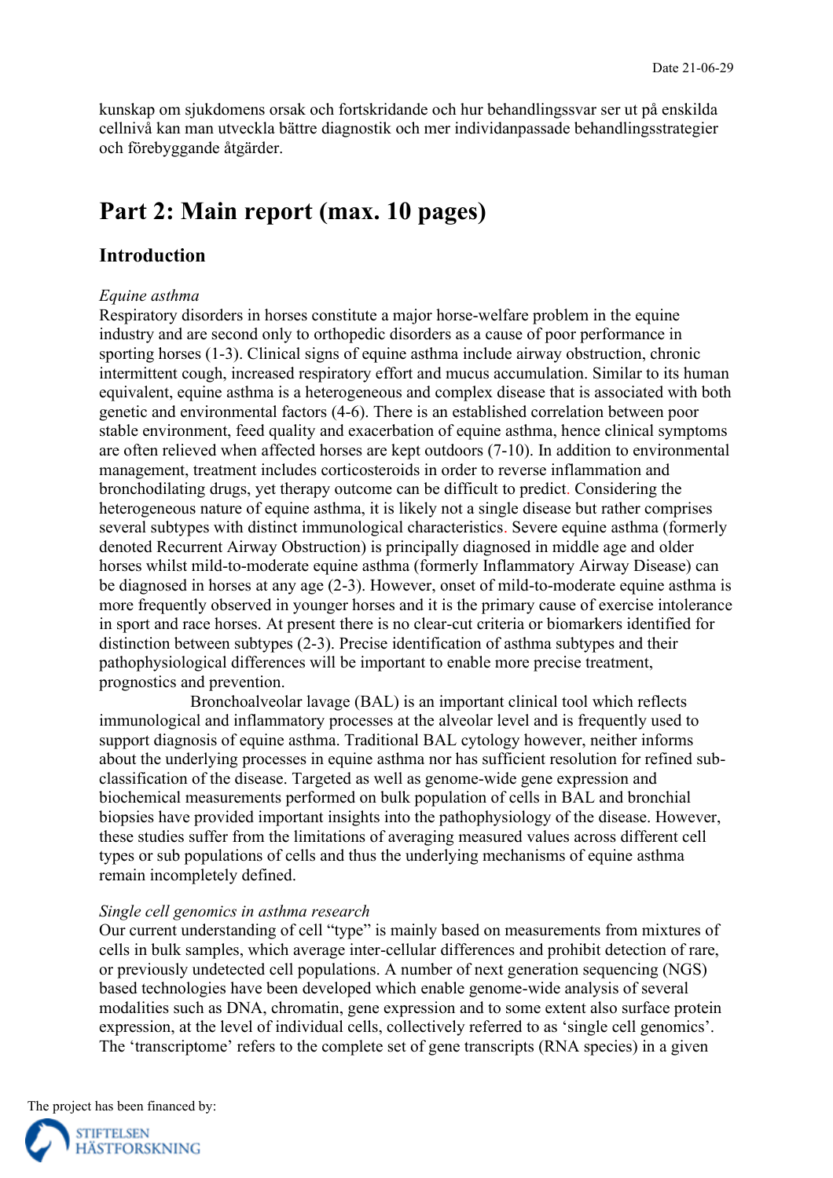kunskap om sjukdomens orsak och fortskridande och hur behandlingssvar ser ut på enskilda cellnivå kan man utveckla bättre diagnostik och mer individanpassade behandlingsstrategier och förebyggande åtgärder.

# Part 2: Main report (max. 10 pages)

## Introduction

*Equine asthma*

Respiratory disorders in horses constitute a major horse-welfare problem in the equine industry and are second only to orthopedic disorders as a cause of poor performance in sporting horses (1-3). Clinical signs of equine asthma include airway obstruction, chronic intermittent cough, increased respiratory effort and mucus accumulation. Similar to its human equivalent, equine asthma is a heterogeneous and complex disease that is associated with both genetic and environmental factors (4-6). There is an established correlation between poor stable environment, feed quality and exacerbation of equine asthma, hence clinical symptoms are often relieved when affected horses are kept outdoors (7-10). In addition to environmental management, treatment includes corticosteroids in order to reverse inflammation and bronchodilating drugs, yet therapy outcome can be difficult to predict. Considering the heterogeneous nature of equine asthma, it is likely not a single disease but rather comprises several subtypes with distinct immunological characteristics. Severe equine asthma (formerly denoted Recurrent Airway Obstruction) is principally diagnosed in middle age and older horses whilst mild-to-moderate equine asthma (formerly Inflammatory Airway Disease) can be diagnosed in horses at any age (2-3). However, onset of mild-to-moderate equine asthma is more frequently observed in younger horses and it is the primary cause of exercise intolerance in sport and race horses. At present there is no clear-cut criteria or biomarkers identified for distinction between subtypes (2-3). Precise identification of asthma subtypes and their pathophysiological differences will be important to enable more precise treatment, prognostics and prevention.

Bronchoalveolar lavage (BAL) is an important clinical tool which reflects immunological and inflammatory processes at the alveolar level and is frequently used to support diagnosis of equine asthma. Traditional BAL cytology however, neither informs about the underlying processes in equine asthma nor has sufficient resolution for refined sub-classification of the disease. Targeted as well as genome-wide gene expression and biochemical measurements performed on bulk population of cells in BAL and bronchial biopsies have provided important insights into the pathophysiology of the disease. However, these studies suffer from the limitations of averaging measured values across different cell types or sub populations of cells and thus the underlying mechanisms of equine asthma remain incompletely defined.

*Single cell genomics in asthma research*

Our current understanding of cell "type" is mainly based on measurements from mixtures of cells in bulk samples, which average inter-cellular differences and prohibit detection of rare, or previously undetected cell populations. A number of next generation sequencing (NGS) based technologies have been developed which enable genome-wide analysis of several modalities such as DNA, chromatin, gene expression and to some extent also surface protein expression, at the level of individual cells, collectively referred to as 'single cell genomics'. The 'transcriptome' refers to the complete set of gene transcripts (RNA species) in a given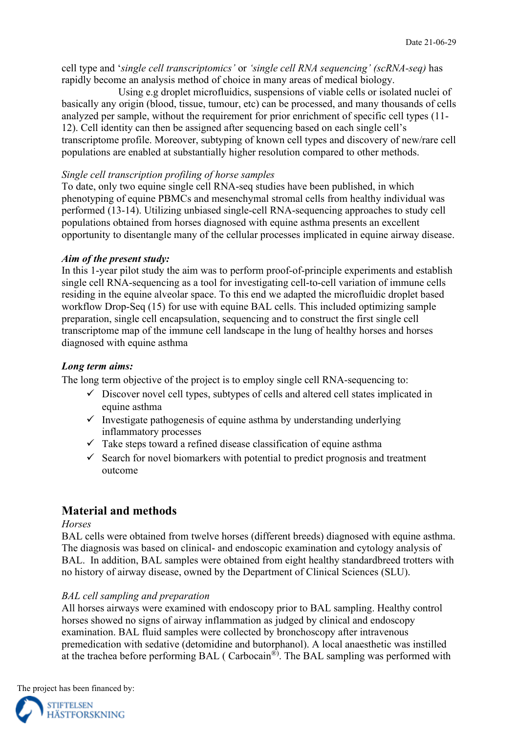cell type and '*single cell transcriptomics'* or *'single cell RNA sequencing' (scRNA-seq)* has rapidly become an analysis method of choice in many areas of medical biology.

Using e.g droplet microfluidics, suspensions of viable cells or isolated nuclei of basically any origin (blood, tissue, tumour, etc) can be processed, and many thousands of cells analyzed per sample, without the requirement for prior enrichment of specific cell types (11-12). Cell identity can then be assigned after sequencing based on each single cell's transcriptome profile. Moreover, subtyping of known cell types and discovery of new/rare cell populations are enabled at substantially higher resolution compared to other methods.

*Single cell transcription profiling of horse samples*

To date, only two equine single cell RNA-seq studies have been published, in which phenotyping of equine PBMCs and mesenchymal stromal cells from healthy individual was performed (13-14). Utilizing unbiased single-cell RNA-sequencing approaches to study cell populations obtained from horses diagnosed with equine asthma presents an excellent opportunity to disentangle many of the cellular processes implicated in equine airway disease.

***Aim of the present study:***

In this 1-year pilot study the aim was to perform proof-of-principle experiments and establish single cell RNA-sequencing as a tool for investigating cell-to-cell variation of immune cells residing in the equine alveolar space. To this end we adapted the microfluidic droplet based workflow Drop-Seq (15) for use with equine BAL cells. This included optimizing sample preparation, single cell encapsulation, sequencing and to construct the first single cell transcriptome map of the immune cell landscape in the lung of healthy horses and horses diagnosed with equine asthma

***Long term aims:***

The long term objective of the project is to employ single cell RNA-sequencing to:

- ✓ Discover novel cell types, subtypes of cells and altered cell states implicated in equine asthma
- ✓ Investigate pathogenesis of equine asthma by understanding underlying inflammatory processes
- ✓ Take steps toward a refined disease classification of equine asthma
- ✓ Search for novel biomarkers with potential to predict prognosis and treatment outcome

## Material and methods

*Horses*

BAL cells were obtained from twelve horses (different breeds) diagnosed with equine asthma. The diagnosis was based on clinical- and endoscopic examination and cytology analysis of BAL. In addition, BAL samples were obtained from eight healthy standardbreed trotters with no history of airway disease, owned by the Department of Clinical Sciences (SLU).

*BAL cell sampling and preparation*

All horses airways were examined with endoscopy prior to BAL sampling. Healthy control horses showed no signs of airway inflammation as judged by clinical and endoscopy examination. BAL fluid samples were collected by bronchoscopy after intravenous premedication with sedative (detomidine and butorphanol). A local anaesthetic was instilled at the trachea before performing BAL ( Carbocain®). The BAL sampling was performed with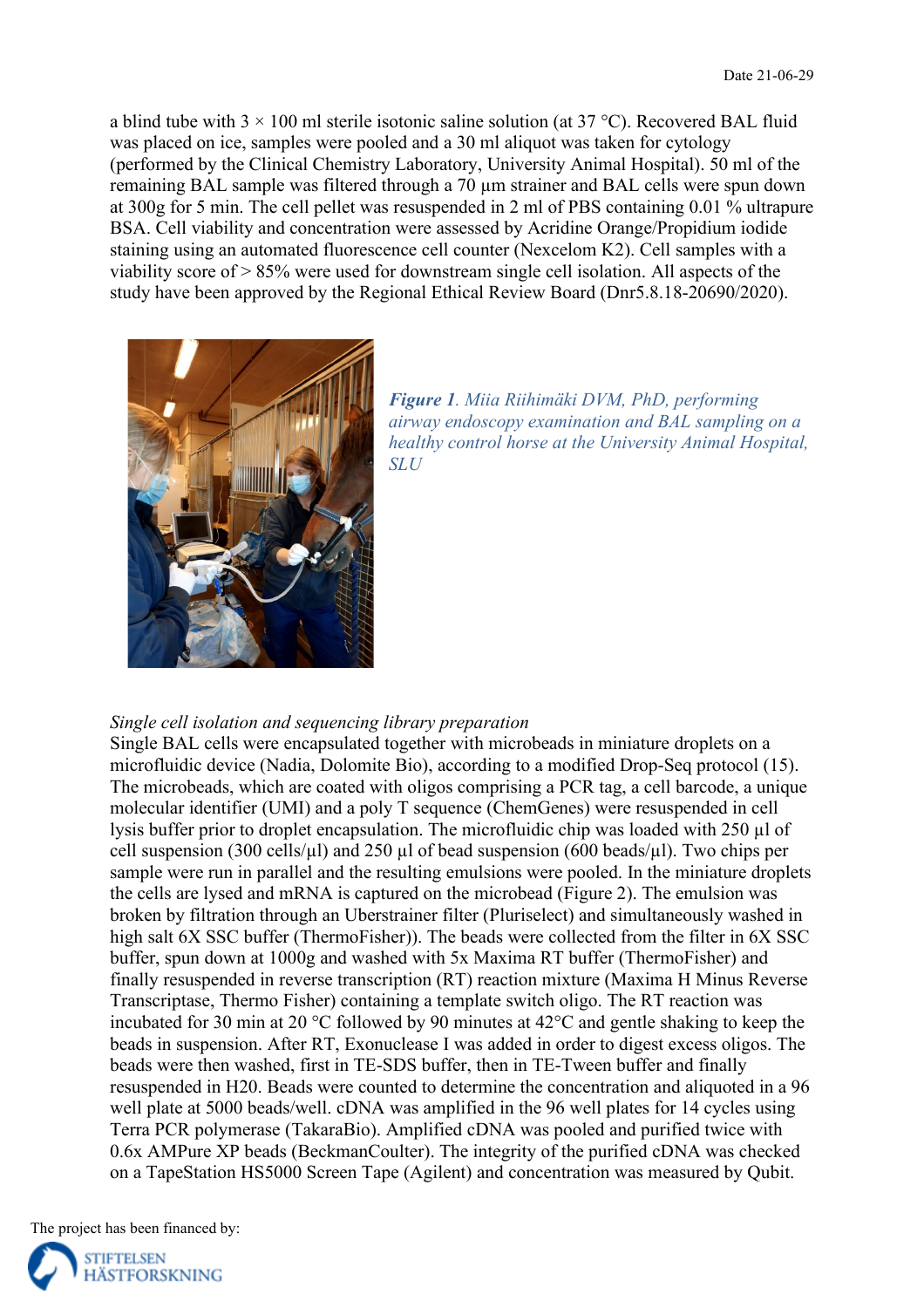a blind tube with 3 × 100 ml sterile isotonic saline solution (at 37 °C). Recovered BAL fluid was placed on ice, samples were pooled and a 30 ml aliquot was taken for cytology (performed by the Clinical Chemistry Laboratory, University Animal Hospital). 50 ml of the remaining BAL sample was filtered through a 70 µm strainer and BAL cells were spun down at 300g for 5 min. The cell pellet was resuspended in 2 ml of PBS containing 0.01 % ultrapure BSA. Cell viability and concentration were assessed by Acridine Orange/Propidium iodide staining using an automated fluorescence cell counter (Nexcelom K2). Cell samples with a viability score of > 85% were used for downstream single cell isolation. All aspects of the study have been approved by the Regional Ethical Review Board (Dnr5.8.18-20690/2020).

***Figure 1****. Miia Riihimäki DVM, PhD, performing airway endoscopy examination and BAL sampling on a healthy control horse at the University Animal Hospital, SLU*

*Single cell isolation and sequencing library preparation*

Single BAL cells were encapsulated together with microbeads in miniature droplets on a microfluidic device (Nadia, Dolomite Bio), according to a modified Drop-Seq protocol (15). The microbeads, which are coated with oligos comprising a PCR tag, a cell barcode, a unique molecular identifier (UMI) and a poly T sequence (ChemGenes) were resuspended in cell lysis buffer prior to droplet encapsulation. The microfluidic chip was loaded with 250 µl of cell suspension (300 cells/µl) and 250 µl of bead suspension (600 beads/µl). Two chips per sample were run in parallel and the resulting emulsions were pooled. In the miniature droplets the cells are lysed and mRNA is captured on the microbead (Figure 2). The emulsion was broken by filtration through an Uberstrainer filter (Pluriselect) and simultaneously washed in high salt 6X SSC buffer (ThermoFisher)). The beads were collected from the filter in 6X SSC buffer, spun down at 1000g and washed with 5x Maxima RT buffer (ThermoFisher) and finally resuspended in reverse transcription (RT) reaction mixture (Maxima H Minus Reverse Transcriptase, Thermo Fisher) containing a template switch oligo. The RT reaction was incubated for 30 min at 20 °C followed by 90 minutes at 42°C and gentle shaking to keep the beads in suspension. After RT, Exonuclease I was added in order to digest excess oligos. The beads were then washed, first in TE-SDS buffer, then in TE-Tween buffer and finally resuspended in H20. Beads were counted to determine the concentration and aliquoted in a 96 well plate at 5000 beads/well. cDNA was amplified in the 96 well plates for 14 cycles using Terra PCR polymerase (TakaraBio). Amplified cDNA was pooled and purified twice with 0.6x AMPure XP beads (BeckmanCoulter). The integrity of the purified cDNA was checked on a TapeStation HS5000 Screen Tape (Agilent) and concentration was measured by Qubit.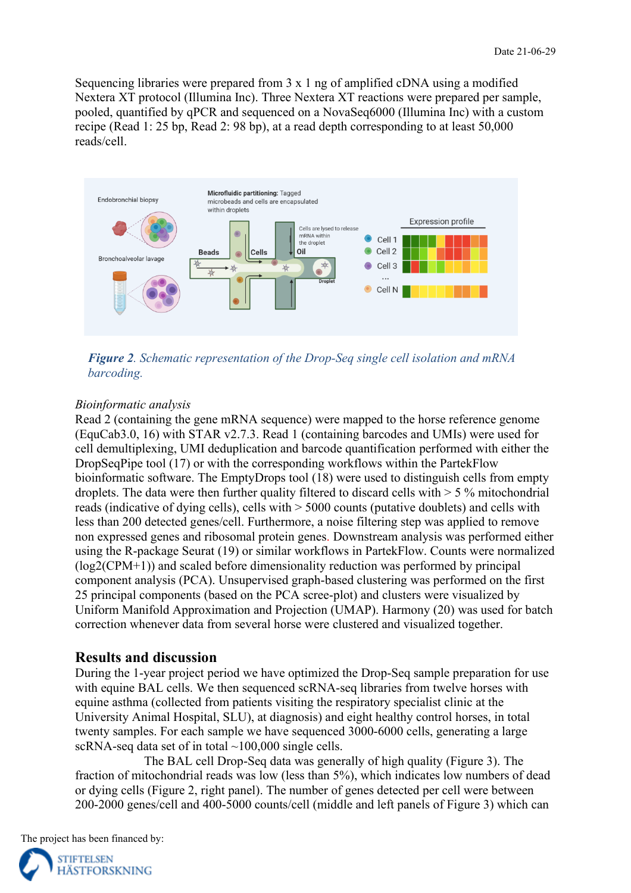Sequencing libraries were prepared from 3 x 1 ng of amplified cDNA using a modified Nextera XT protocol (Illumina Inc). Three Nextera XT reactions were prepared per sample, pooled, quantified by qPCR and sequenced on a NovaSeq6000 (Illumina Inc) with a custom recipe (Read 1: 25 bp, Read 2: 98 bp), at a read depth corresponding to at least 50,000 reads/cell.

Endobronchial biopsy

Bronchoalveolar lavage

**Microfluidic partitioning:** Tagged microbeads and cells are encapsulated within droplets

Beads

Cells

Oil

Cells are lysed to release mRNA within the droplet

Droplet

Expression profile

Cell 1

Cell 2

Cell 3

...

Cell N

***Figure 2***. *Schematic representation of the Drop-Seq single cell isolation and mRNA barcoding.*

*Bioinformatic analysis*

Read 2 (containing the gene mRNA sequence) were mapped to the horse reference genome (EquCab3.0, 16) with STAR v2.7.3. Read 1 (containing barcodes and UMIs) were used for cell demultiplexing, UMI deduplication and barcode quantification performed with either the DropSeqPipe tool (17) or with the corresponding workflows within the PartekFlow bioinformatic software. The EmptyDrops tool (18) were used to distinguish cells from empty droplets. The data were then further quality filtered to discard cells with > 5 % mitochondrial reads (indicative of dying cells), cells with > 5000 counts (putative doublets) and cells with less than 200 detected genes/cell. Furthermore, a noise filtering step was applied to remove non expressed genes and ribosomal protein genes. Downstream analysis was performed either using the R-package Seurat (19) or similar workflows in PartekFlow. Counts were normalized (log2(CPM+1)) and scaled before dimensionality reduction was performed by principal component analysis (PCA). Unsupervised graph-based clustering was performed on the first 25 principal components (based on the PCA scree-plot) and clusters were visualized by Uniform Manifold Approximation and Projection (UMAP). Harmony (20) was used for batch correction whenever data from several horse were clustered and visualized together.

## Results and discussion

During the 1-year project period we have optimized the Drop-Seq sample preparation for use with equine BAL cells. We then sequenced scRNA-seq libraries from twelve horses with equine asthma (collected from patients visiting the respiratory specialist clinic at the University Animal Hospital, SLU), at diagnosis) and eight healthy control horses, in total twenty samples. For each sample we have sequenced 3000-6000 cells, generating a large scRNA-seq data set of in total ~100,000 single cells.

The BAL cell Drop-Seq data was generally of high quality (Figure 3). The fraction of mitochondrial reads was low (less than 5%), which indicates low numbers of dead or dying cells (Figure 2, right panel). The number of genes detected per cell were between 200-2000 genes/cell and 400-5000 counts/cell (middle and left panels of Figure 3) which can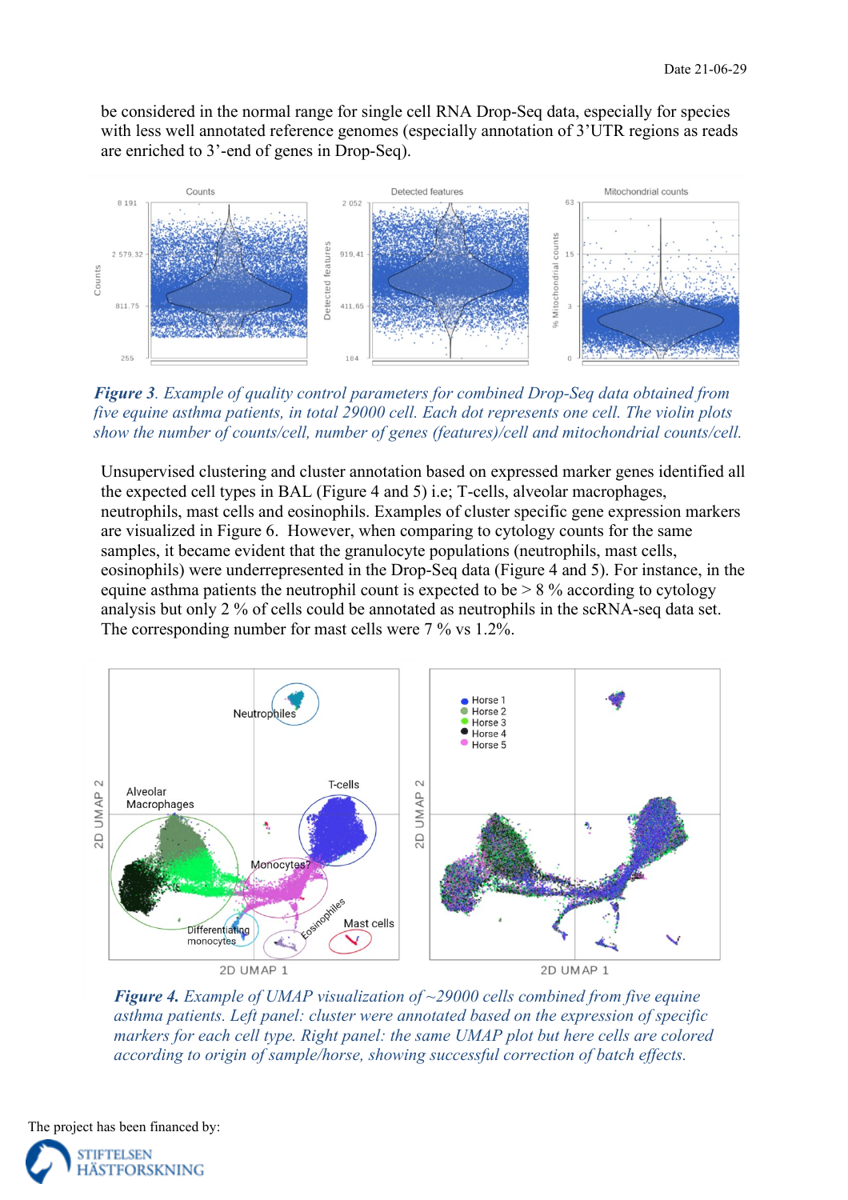be considered in the normal range for single cell RNA Drop-Seq data, especially for species with less well annotated reference genomes (especially annotation of 3'UTR regions as reads are enriched to 3'-end of genes in Drop-Seq).

Counts

8 191

2 579,32

811,75

255

Counts

Detected features

2 052

919,41

411,65

184

Detected features

Mitochondrial counts

63

15

3

0

% Mitochondrial counts

***Figure 3****. Example of quality control parameters for combined Drop-Seq data obtained from five equine asthma patients, in total 29000 cell. Each dot represents one cell. The violin plots show the number of counts/cell, number of genes (features)/cell and mitochondrial counts/cell.*

Unsupervised clustering and cluster annotation based on expressed marker genes identified all the expected cell types in BAL (Figure 4 and 5) i.e; T-cells, alveolar macrophages, neutrophils, mast cells and eosinophils. Examples of cluster specific gene expression markers are visualized in Figure 6. However, when comparing to cytology counts for the same samples, it became evident that the granulocyte populations (neutrophils, mast cells, eosinophils) were underrepresented in the Drop-Seq data (Figure 4 and 5). For instance, in the equine asthma patients the neutrophil count is expected to be > 8 % according to cytology analysis but only 2 % of cells could be annotated as neutrophils in the scRNA-seq data set. The corresponding number for mast cells were 7 % vs 1.2%.

Neutrophiles

Alveolar Macrophages

T-cells

Monocytes?

Eosinophiles

Differentiating monocytes

Mast cells

2D UMAP 2

2D UMAP 1

Horse 1

Horse 2

Horse 3

Horse 4

Horse 5

2D UMAP 2

2D UMAP 1

***Figure 4.*** *Example of UMAP visualization of ~29000 cells combined from five equine asthma patients. Left panel: cluster were annotated based on the expression of specific markers for each cell type. Right panel: the same UMAP plot but here cells are colored according to origin of sample/horse, showing successful correction of batch effects.*

The project has been financed by:

STIFTELSEN HÄSTFORSKNING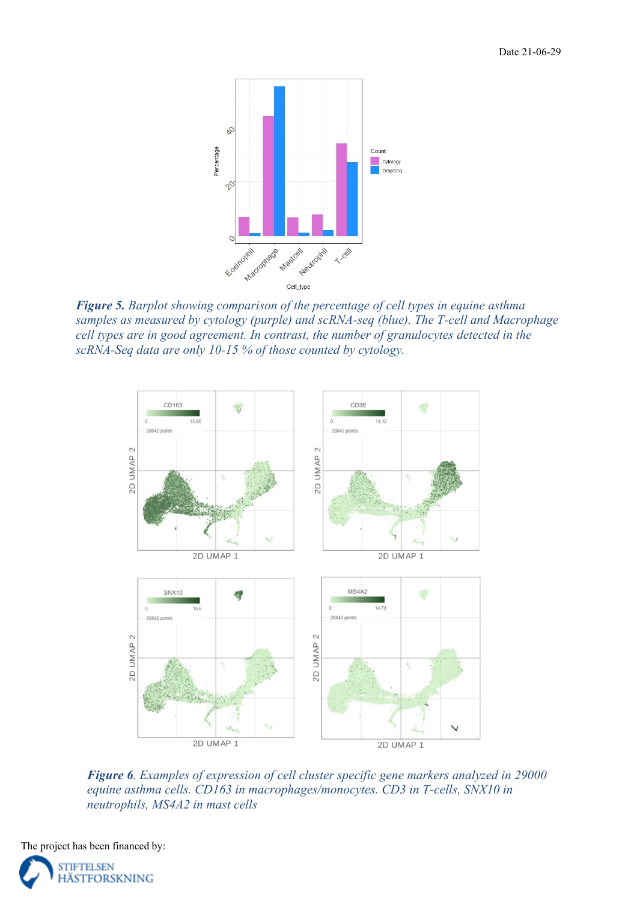Percentage

0
20
40

Eosinophil
Macrophage
Mastcell
Neutrophil
T-cell

Cell_type

Count
Cytology
DropSeq

***Figure 5.*** *Barplot showing comparison of the percentage of cell types in equine asthma samples as measured by cytology (purple) and scRNA-seq (blue). The T-cell and Macrophage cell types are in good agreement. In contrast, the number of granulocytes detected in the scRNA-Seq data are only 10-15 % of those counted by cytology.*

CD163
0
15.65
28842 points

CD3E
0
14.12
28842 points

SNX10
0
15.6
28842 points

MS4A2
0
14.73
28842 points

2D UMAP 1
2D UMAP 2

***Figure 6****. Examples of expression of cell cluster specific gene markers analyzed in 29000 equine asthma cells. CD163 in macrophages/monocytes. CD3 in T-cells, SNX10 in neutrophils, MS4A2 in mast cells*

The project has been financed by:

STIFTELSEN
HÄSTFORSKNING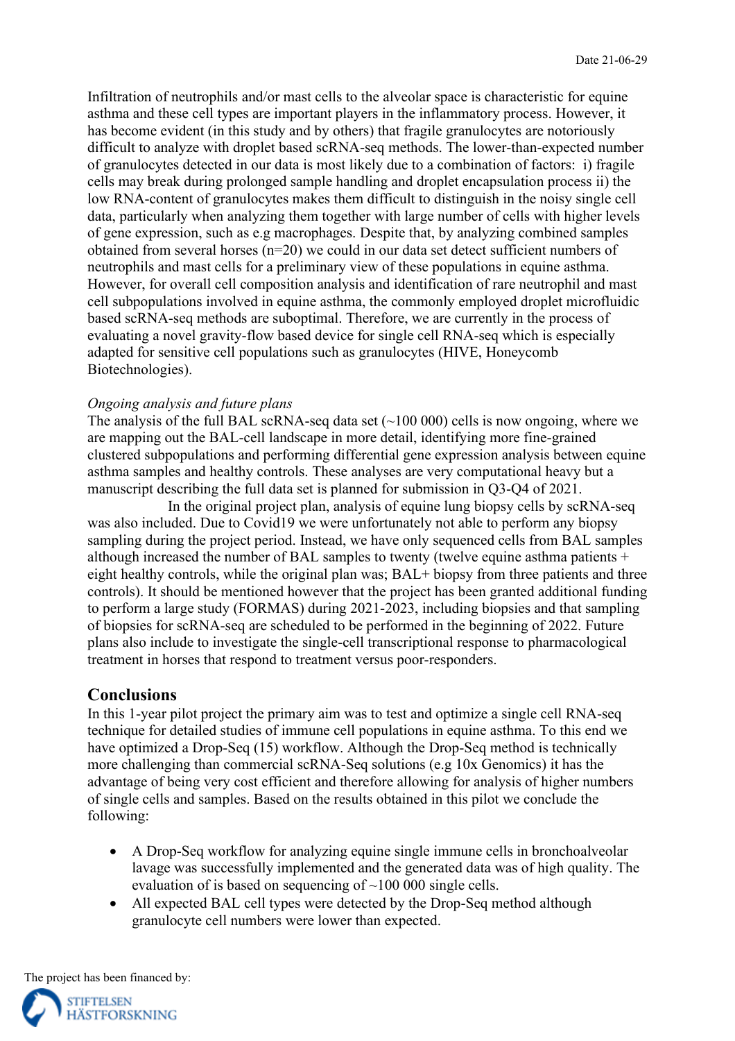Infiltration of neutrophils and/or mast cells to the alveolar space is characteristic for equine asthma and these cell types are important players in the inflammatory process. However, it has become evident (in this study and by others) that fragile granulocytes are notoriously difficult to analyze with droplet based scRNA-seq methods. The lower-than-expected number of granulocytes detected in our data is most likely due to a combination of factors: i) fragile cells may break during prolonged sample handling and droplet encapsulation process ii) the low RNA-content of granulocytes makes them difficult to distinguish in the noisy single cell data, particularly when analyzing them together with large number of cells with higher levels of gene expression, such as e.g macrophages. Despite that, by analyzing combined samples obtained from several horses (n=20) we could in our data set detect sufficient numbers of neutrophils and mast cells for a preliminary view of these populations in equine asthma. However, for overall cell composition analysis and identification of rare neutrophil and mast cell subpopulations involved in equine asthma, the commonly employed droplet microfluidic based scRNA-seq methods are suboptimal. Therefore, we are currently in the process of evaluating a novel gravity-flow based device for single cell RNA-seq which is especially adapted for sensitive cell populations such as granulocytes (HIVE, Honeycomb Biotechnologies).

*Ongoing analysis and future plans*

The analysis of the full BAL scRNA-seq data set (~100 000) cells is now ongoing, where we are mapping out the BAL-cell landscape in more detail, identifying more fine-grained clustered subpopulations and performing differential gene expression analysis between equine asthma samples and healthy controls. These analyses are very computational heavy but a manuscript describing the full data set is planned for submission in Q3-Q4 of 2021.

In the original project plan, analysis of equine lung biopsy cells by scRNA-seq was also included. Due to Covid19 we were unfortunately not able to perform any biopsy sampling during the project period. Instead, we have only sequenced cells from BAL samples although increased the number of BAL samples to twenty (twelve equine asthma patients + eight healthy controls, while the original plan was; BAL+ biopsy from three patients and three controls). It should be mentioned however that the project has been granted additional funding to perform a large study (FORMAS) during 2021-2023, including biopsies and that sampling of biopsies for scRNA-seq are scheduled to be performed in the beginning of 2022. Future plans also include to investigate the single-cell transcriptional response to pharmacological treatment in horses that respond to treatment versus poor-responders.

## Conclusions

In this 1-year pilot project the primary aim was to test and optimize a single cell RNA-seq technique for detailed studies of immune cell populations in equine asthma. To this end we have optimized a Drop-Seq (15) workflow. Although the Drop-Seq method is technically more challenging than commercial scRNA-Seq solutions (e.g 10x Genomics) it has the advantage of being very cost efficient and therefore allowing for analysis of higher numbers of single cells and samples. Based on the results obtained in this pilot we conclude the following:

- A Drop-Seq workflow for analyzing equine single immune cells in bronchoalveolar lavage was successfully implemented and the generated data was of high quality. The evaluation of is based on sequencing of ~100 000 single cells.
- All expected BAL cell types were detected by the Drop-Seq method although granulocyte cell numbers were lower than expected.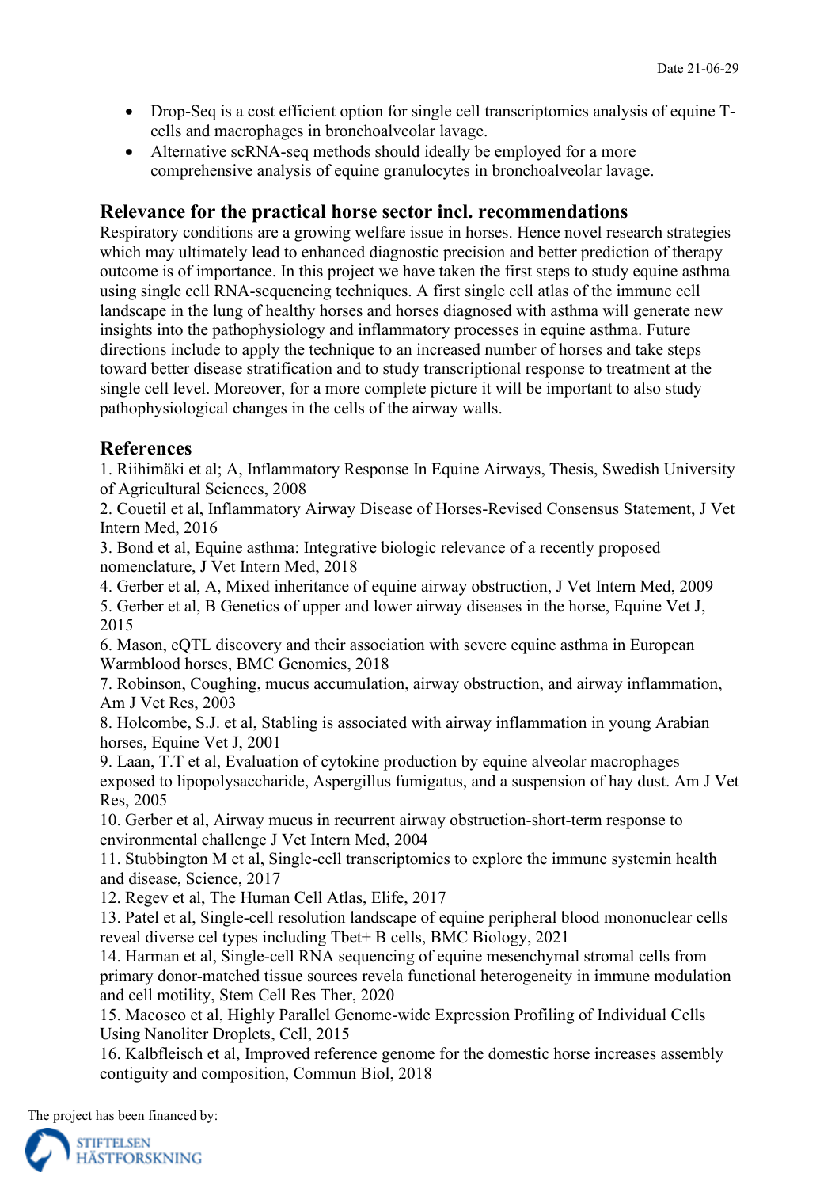- Drop-Seq is a cost efficient option for single cell transcriptomics analysis of equine T-cells and macrophages in bronchoalveolar lavage.
- Alternative scRNA-seq methods should ideally be employed for a more comprehensive analysis of equine granulocytes in bronchoalveolar lavage.

## Relevance for the practical horse sector incl. recommendations

Respiratory conditions are a growing welfare issue in horses. Hence novel research strategies which may ultimately lead to enhanced diagnostic precision and better prediction of therapy outcome is of importance. In this project we have taken the first steps to study equine asthma using single cell RNA-sequencing techniques. A first single cell atlas of the immune cell landscape in the lung of healthy horses and horses diagnosed with asthma will generate new insights into the pathophysiology and inflammatory processes in equine asthma. Future directions include to apply the technique to an increased number of horses and take steps toward better disease stratification and to study transcriptional response to treatment at the single cell level. Moreover, for a more complete picture it will be important to also study pathophysiological changes in the cells of the airway walls.

## References

1. Riihimäki et al; A, Inflammatory Response In Equine Airways, Thesis, Swedish University of Agricultural Sciences, 2008
2. Couetil et al, Inflammatory Airway Disease of Horses-Revised Consensus Statement, J Vet Intern Med, 2016
3. Bond et al, Equine asthma: Integrative biologic relevance of a recently proposed nomenclature, J Vet Intern Med, 2018
4. Gerber et al, A, Mixed inheritance of equine airway obstruction, J Vet Intern Med, 2009
5. Gerber et al, B Genetics of upper and lower airway diseases in the horse, Equine Vet J, 2015
6. Mason, eQTL discovery and their association with severe equine asthma in European Warmblood horses, BMC Genomics, 2018
7. Robinson, Coughing, mucus accumulation, airway obstruction, and airway inflammation, Am J Vet Res, 2003
8. Holcombe, S.J. et al, Stabling is associated with airway inflammation in young Arabian horses, Equine Vet J, 2001
9. Laan, T.T et al, Evaluation of cytokine production by equine alveolar macrophages exposed to lipopolysaccharide, Aspergillus fumigatus, and a suspension of hay dust. Am J Vet Res, 2005
10. Gerber et al, Airway mucus in recurrent airway obstruction-short-term response to environmental challenge J Vet Intern Med, 2004
11. Stubbington M et al, Single-cell transcriptomics to explore the immune systemin health and disease, Science, 2017
12. Regev et al, The Human Cell Atlas, Elife, 2017
13. Patel et al, Single-cell resolution landscape of equine peripheral blood mononuclear cells reveal diverse cel types including Tbet+ B cells, BMC Biology, 2021
14. Harman et al, Single-cell RNA sequencing of equine mesenchymal stromal cells from primary donor-matched tissue sources revela functional heterogeneity in immune modulation and cell motility, Stem Cell Res Ther, 2020
15. Macosco et al, Highly Parallel Genome-wide Expression Profiling of Individual Cells Using Nanoliter Droplets, Cell, 2015
16. Kalbfleisch et al, Improved reference genome for the domestic horse increases assembly contiguity and composition, Commun Biol, 2018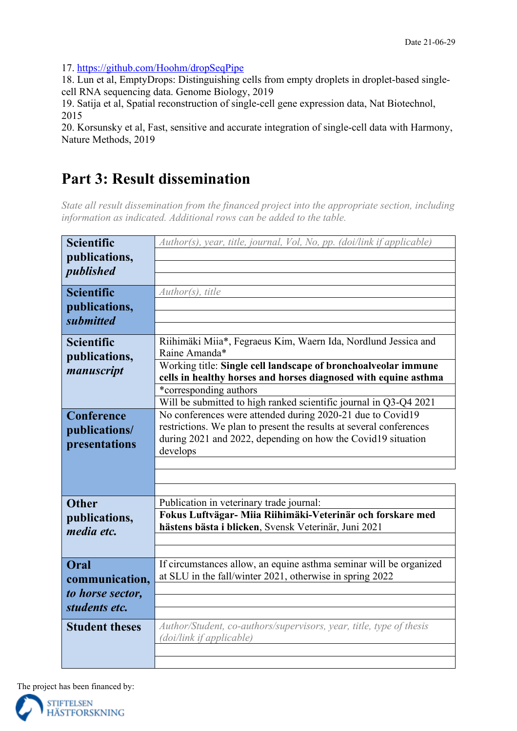17. https://github.com/Hoohm/dropSeqPipe
18. Lun et al, EmptyDrops: Distinguishing cells from empty droplets in droplet-based single-cell RNA sequencing data. Genome Biology, 2019
19. Satija et al, Spatial reconstruction of single-cell gene expression data, Nat Biotechnol, 2015
20. Korsunsky et al, Fast, sensitive and accurate integration of single-cell data with Harmony, Nature Methods, 2019

# Part 3: Result dissemination

*State all result dissemination from the financed project into the appropriate section, including information as indicated. Additional rows can be added to the table.*

| | |
|---|---|
| **Scientific publications, *published*** | *Author(s), year, title, journal, Vol, No, pp. (doi/link if applicable)* |
| | |
| | |
| | |
| **Scientific publications, *submitted*** | *Author(s), title* |
| | |
| | |
| | |
| **Scientific publications, *manuscript*** | Riihimäki Miia*, Fegraeus Kim, Waern Ida, Nordlund Jessica and Raine Amanda* |
| | Working title: **Single cell landscape of bronchoalveolar immune cells in healthy horses and horses diagnosed with equine asthma** |
| | *corresponding authors |
| | Will be submitted to high ranked scientific journal in Q3-Q4 2021 |
| **Conference publications/ presentations** | No conferences were attended during 2020-21 due to Covid19 restrictions. We plan to present the results at several conferences during 2021 and 2022, depending on how the Covid19 situation develops |
| | |
| | |
| | |
| **Other publications, *media etc.*** | Publication in veterinary trade journal: |
| | **Fokus Luftvägar- Miia Riihimäki-Veterinär och forskare med hästens bästa i blicken**, Svensk Veterinär, Juni 2021 |
| | |
| | |
| **Oral communication, *to horse sector, students etc.*** | If circumstances allow, an equine asthma seminar will be organized at SLU in the fall/winter 2021, otherwise in spring 2022 |
| | |
| | |
| | |
| **Student theses** | *Author/Student, co-authors/supervisors, year, title, type of thesis (doi/link if applicable)* |
| | |
| | |

The project has been financed by:

STIFTELSEN HÄSTFORSKNING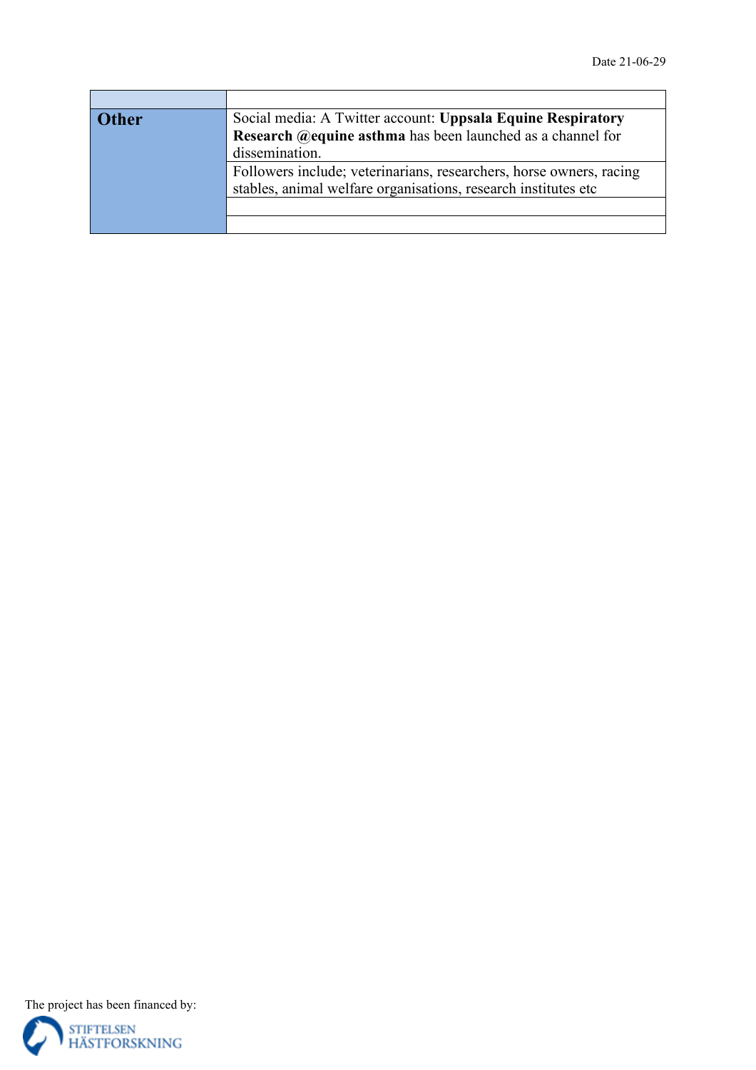| | |
|---|---|
| | |
| **Other** | Social media: A Twitter account: **Uppsala Equine Respiratory Research @equine asthma** has been launched as a channel for dissemination. |
| | Followers include; veterinarians, researchers, horse owners, racing stables, animal welfare organisations, research institutes etc |
| | |
| | |

The project has been financed by:

STIFTELSEN HÄSTFORSKNING